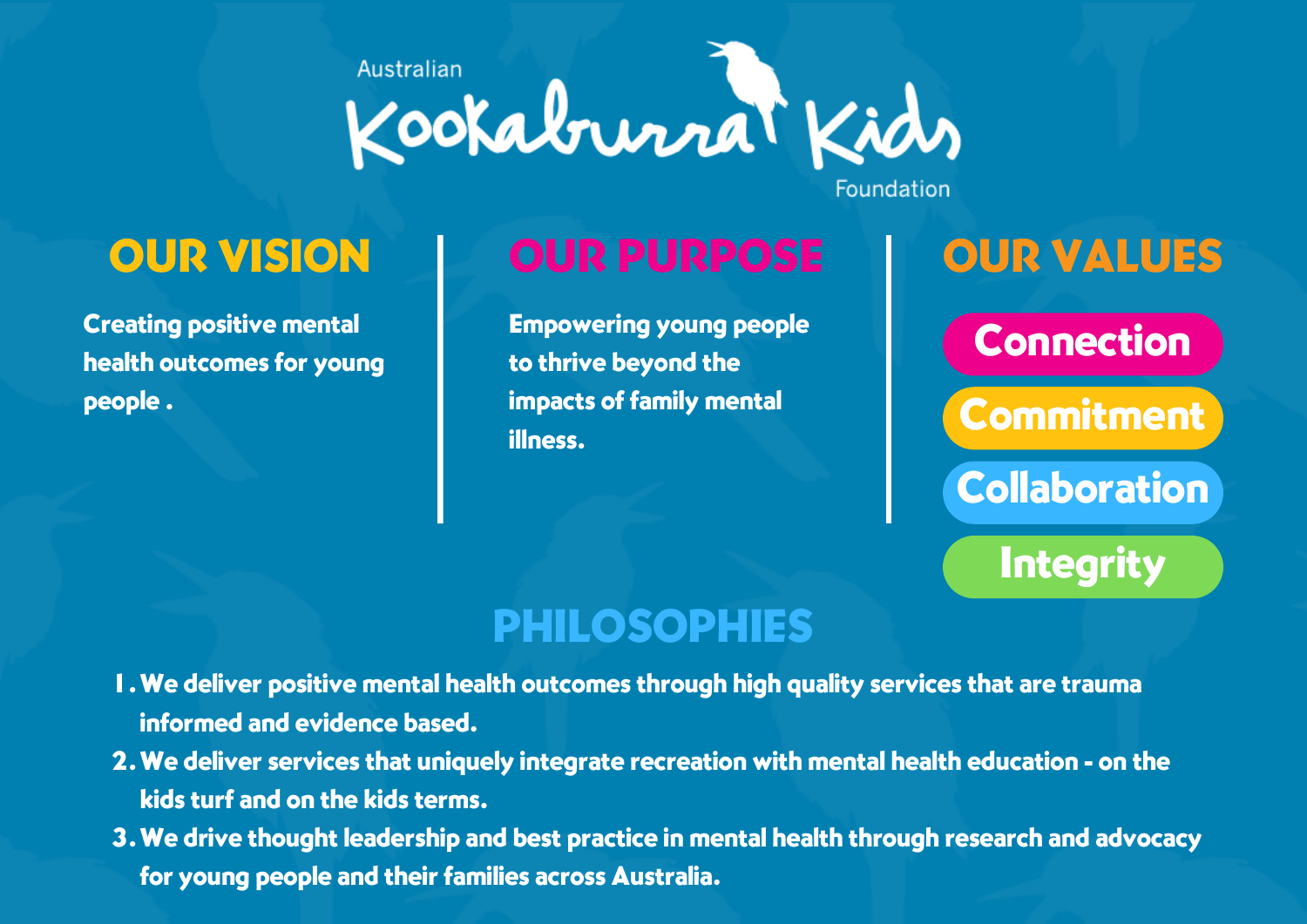Australian Kookaburra Kids Foundation

## OUR VISION

Creating positive mental health outcomes for young people .

## OUR PURPOSE

Empowering young people to thrive beyond the impacts of family mental illness.

## OUR VALUES

- Connection
- Commitment
- Collaboration
- Integrity

## PHILOSOPHIES

1. We deliver positive mental health outcomes through high quality services that are trauma informed and evidence based.
2. We deliver services that uniquely integrate recreation with mental health education - on the kids turf and on the kids terms.
3. We drive thought leadership and best practice in mental health through research and advocacy for young people and their families across Australia.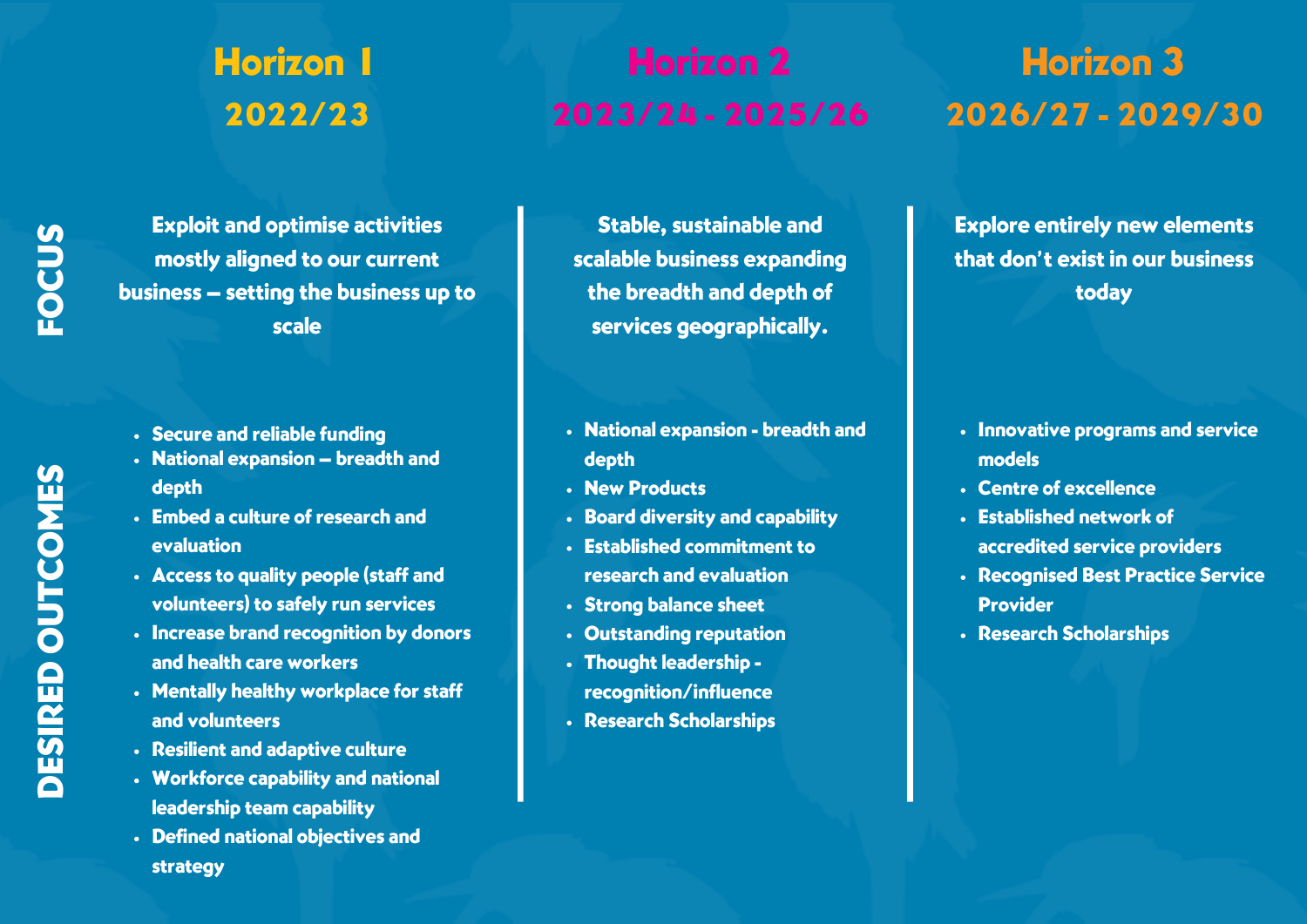## Horizon 1

**2022/23**

**FOCUS**

Exploit and optimise activities mostly aligned to our current business – setting the business up to scale

**DESIRED OUTCOMES**

- Secure and reliable funding
- National expansion – breadth and depth
- Embed a culture of research and evaluation
- Access to quality people (staff and volunteers) to safely run services
- Increase brand recognition by donors and health care workers
- Mentally healthy workplace for staff and volunteers
- Resilient and adaptive culture
- Workforce capability and national leadership team capability
- Defined national objectives and strategy

## Horizon 2

**2023/24 - 2025/26**

**FOCUS**

Stable, sustainable and scalable business expanding the breadth and depth of services geographically.

**DESIRED OUTCOMES**

- National expansion - breadth and depth
- New Products
- Board diversity and capability
- Established commitment to research and evaluation
- Strong balance sheet
- Outstanding reputation
- Thought leadership - recognition/influence
- Research Scholarships

## Horizon 3

**2026/27 - 2029/30**

**FOCUS**

Explore entirely new elements that don't exist in our business today

**DESIRED OUTCOMES**

- Innovative programs and service models
- Centre of excellence
- Established network of accredited service providers
- Recognised Best Practice Service Provider
- Research Scholarships